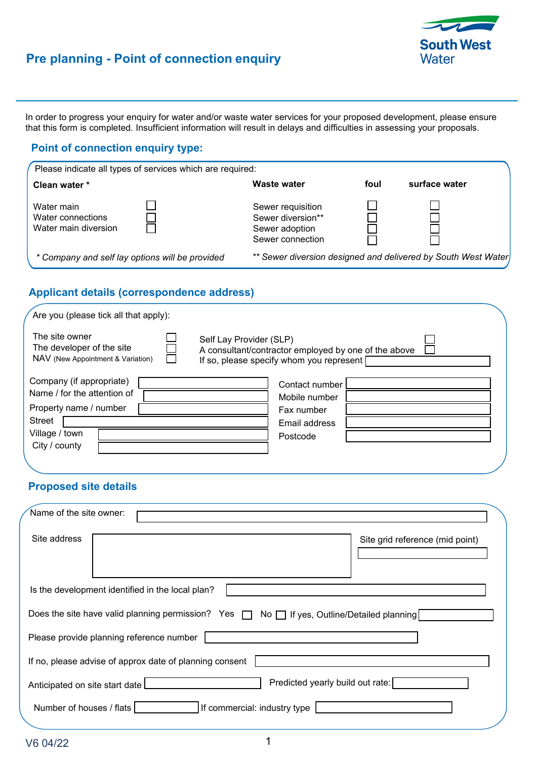# Pre planning - Point of connection enquiry

South West Water

In order to progress your enquiry for water and/or waste water services for your proposed development, please ensure that this form is completed. Insufficient information will result in delays and difficulties in assessing your proposals.

## Point of connection enquiry type:

Please indicate all types of services which are required:

**Clean water \***

- Water main ☐
- Water connections ☐
- Water main diversion ☐

| **Waste water** | **foul** | **surface water** |
|---|---|---|
| Sewer requisition | ☐ | ☐ |
| Sewer diversion** | ☐ | ☐ |
| Sewer adoption | ☐ | ☐ |
| Sewer connection | ☐ | ☐ |

*\* Company and self lay options will be provided*

*\*\* Sewer diversion designed and delivered by South West Water*

## Applicant details (correspondence address)

Are you (please tick all that apply):

- The site owner ☐
- The developer of the site ☐
- NAV (New Appointment & Variation) ☐
- Self Lay Provider (SLP) ☐
- A consultant/contractor employed by one of the above ☐
- If so, please specify whom you represent ____

Company (if appropriate) ____

Name / for the attention of ____

Property name / number ____

Street ____

Village / town ____

City / county ____

Contact number ____

Mobile number ____

Fax number ____

Email address ____

Postcode ____

## Proposed site details

Name of the site owner: ____

Site address ____

Site grid reference (mid point) ____

Is the development identified in the local plan? ____

Does the site have valid planning permission? Yes ☐ No ☐ If yes, Outline/Detailed planning ____

Please provide planning reference number ____

If no, please advise of approx date of planning consent ____

Anticipated on site start date ____ Predicted yearly build out rate: ____

Number of houses / flats ____ If commercial: industry type ____

V6 04/22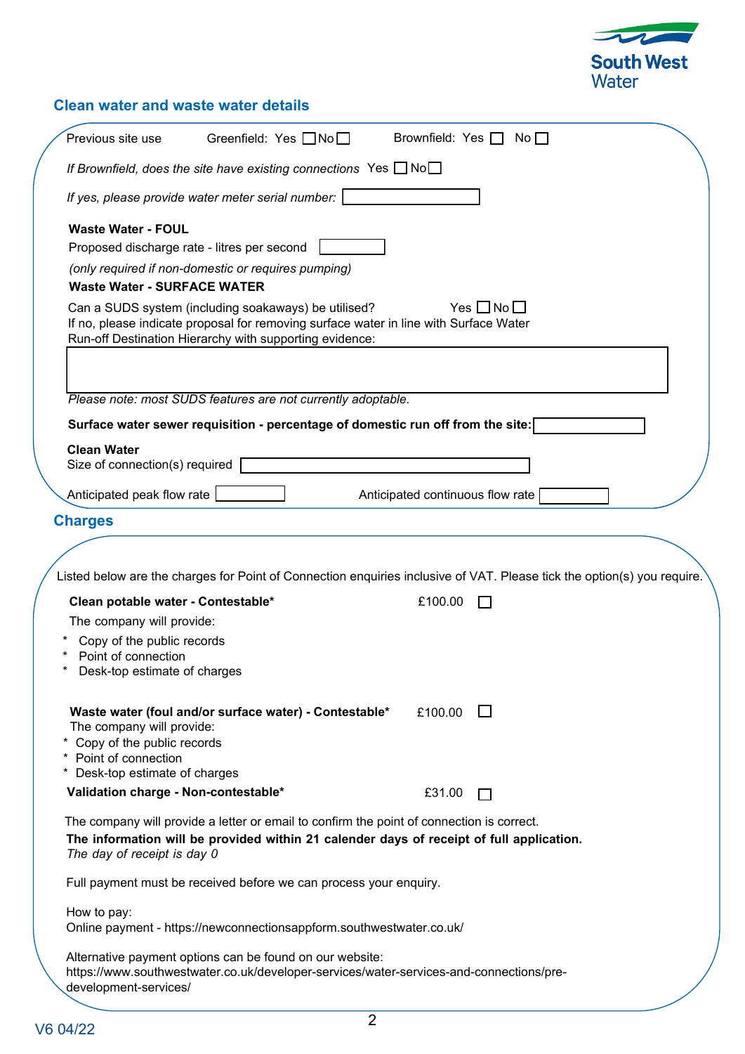## Clean water and waste water details

Previous site use    Greenfield: Yes ☐ No ☐    Brownfield: Yes ☐ No ☐

*If Brownfield, does the site have existing connections* Yes ☐ No ☐

*If yes, please provide water meter serial number:* ______________

**Waste Water - FOUL**

Proposed discharge rate - litres per second ______________

*(only required if non-domestic or requires pumping)*

**Waste Water - SURFACE WATER**

Can a SUDS system (including soakaways) be utilised?    Yes ☐ No ☐

If no, please indicate proposal for removing surface water in line with Surface Water Run-off Destination Hierarchy with supporting evidence:

______________

*Please note: most SUDS features are not currently adoptable.*

**Surface water sewer requisition - percentage of domestic run off from the site:** ______________

**Clean Water**

Size of connection(s) required ______________

Anticipated peak flow rate ______________    Anticipated continuous flow rate ______________

## Charges

Listed below are the charges for Point of Connection enquiries inclusive of VAT. Please tick the option(s) you require.

**Clean potable water - Contestable*** £100.00 ☐

The company will provide:

* Copy of the public records
* Point of connection
* Desk-top estimate of charges

**Waste water (foul and/or surface water) - Contestable*** £100.00 ☐

The company will provide:

* Copy of the public records
* Point of connection
* Desk-top estimate of charges

**Validation charge - Non-contestable*** £31.00 ☐

The company will provide a letter or email to confirm the point of connection is correct.

**The information will be provided within 21 calender days of receipt of full application.**

*The day of receipt is day 0*

Full payment must be received before we can process your enquiry.

How to pay:
Online payment - https://newconnectionsappform.southwestwater.co.uk/

Alternative payment options can be found on our website:
https://www.southwestwater.co.uk/developer-services/water-services-and-connections/pre-development-services/

V6 04/22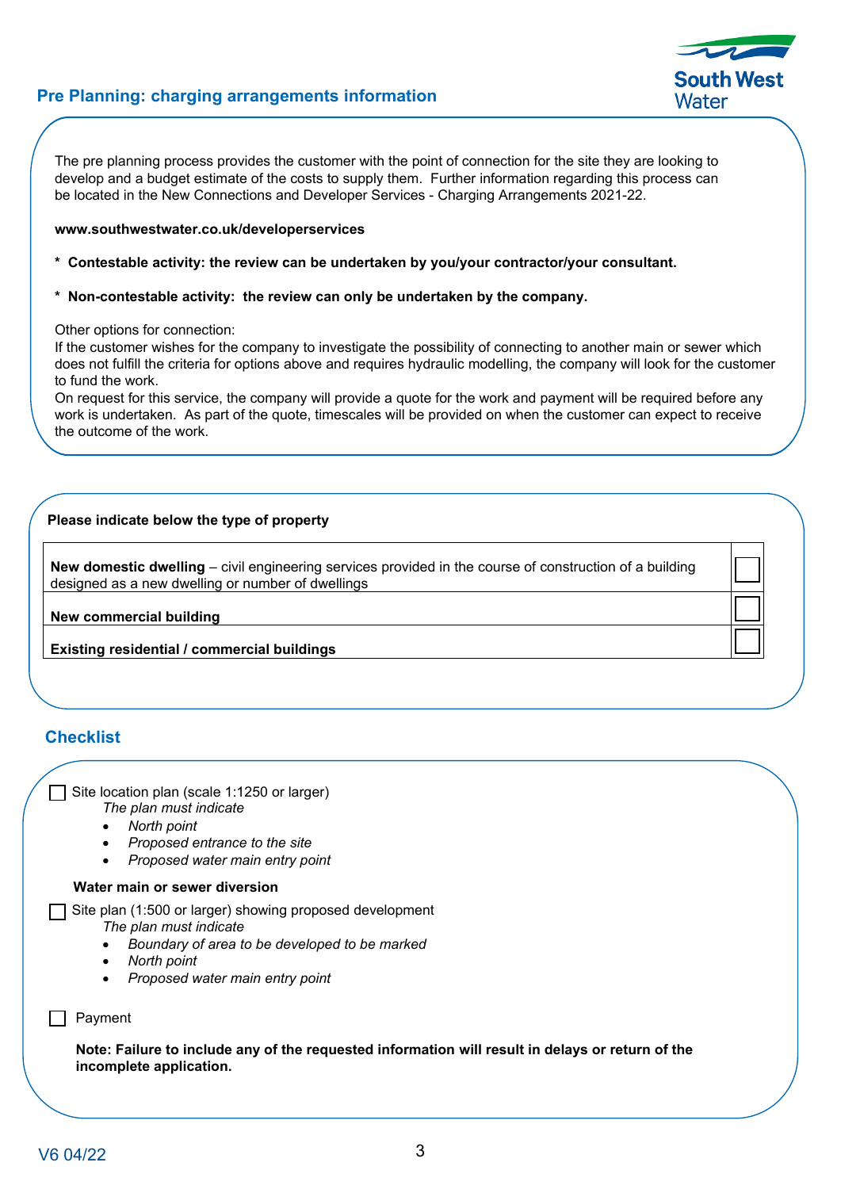## Pre Planning: charging arrangements information

The pre planning process provides the customer with the point of connection for the site they are looking to develop and a budget estimate of the costs to supply them. Further information regarding this process can be located in the New Connections and Developer Services - Charging Arrangements 2021-22.

**www.southwestwater.co.uk/developerservices**

**\* Contestable activity: the review can be undertaken by you/your contractor/your consultant.**

**\* Non-contestable activity: the review can only be undertaken by the company.**

Other options for connection:
If the customer wishes for the company to investigate the possibility of connecting to another main or sewer which does not fulfill the criteria for options above and requires hydraulic modelling, the company will look for the customer to fund the work.
On request for this service, the company will provide a quote for the work and payment will be required before any work is undertaken. As part of the quote, timescales will be provided on when the customer can expect to receive the outcome of the work.

**Please indicate below the type of property**

| | |
|---|---|
| **New domestic dwelling** – civil engineering services provided in the course of construction of a building designed as a new dwelling or number of dwellings | ☐ |
| **New commercial building** | ☐ |
| **Existing residential / commercial buildings** | ☐ |

## Checklist

☐ Site location plan (scale 1:1250 or larger)
*The plan must indicate*
- *North point*
- *Proposed entrance to the site*
- *Proposed water main entry point*

**Water main or sewer diversion**

☐ Site plan (1:500 or larger) showing proposed development
*The plan must indicate*
- *Boundary of area to be developed to be marked*
- *North point*
- *Proposed water main entry point*

☐ Payment

**Note: Failure to include any of the requested information will result in delays or return of the incomplete application.**

V6 04/22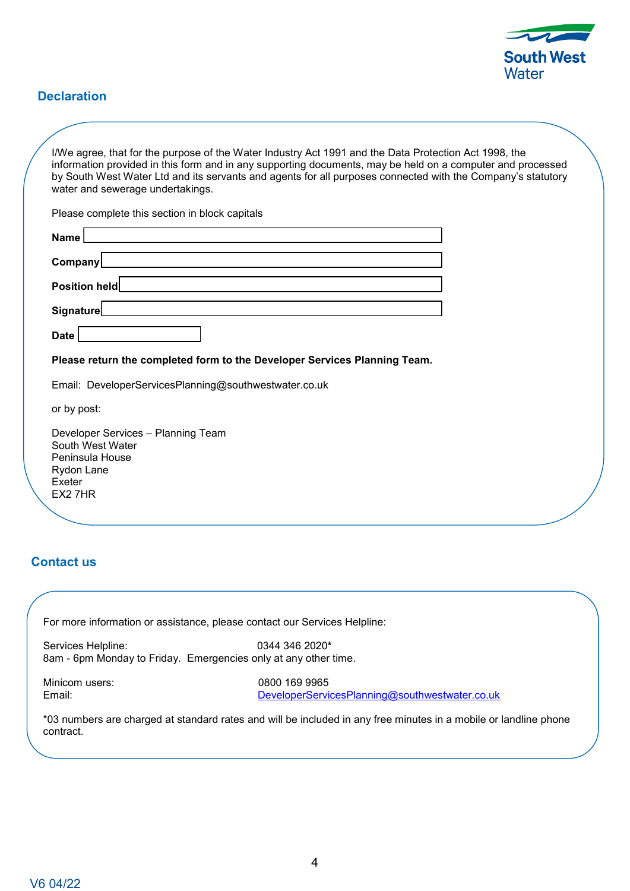## Declaration

I/We agree, that for the purpose of the Water Industry Act 1991 and the Data Protection Act 1998, the information provided in this form and in any supporting documents, may be held on a computer and processed by South West Water Ltd and its servants and agents for all purposes connected with the Company's statutory water and sewerage undertakings.

Please complete this section in block capitals

**Name**

**Company**

**Position held**

**Signature**

**Date**

**Please return the completed form to the Developer Services Planning Team.**

Email: DeveloperServicesPlanning@southwestwater.co.uk

or by post:

Developer Services – Planning Team
South West Water
Peninsula House
Rydon Lane
Exeter
EX2 7HR

## Contact us

For more information or assistance, please contact our Services Helpline:

Services Helpline: 0344 346 2020*
8am - 6pm Monday to Friday. Emergencies only at any other time.

Minicom users: 0800 169 9965
Email: DeveloperServicesPlanning@southwestwater.co.uk

*03 numbers are charged at standard rates and will be included in any free minutes in a mobile or landline phone contract.

V6 04/22